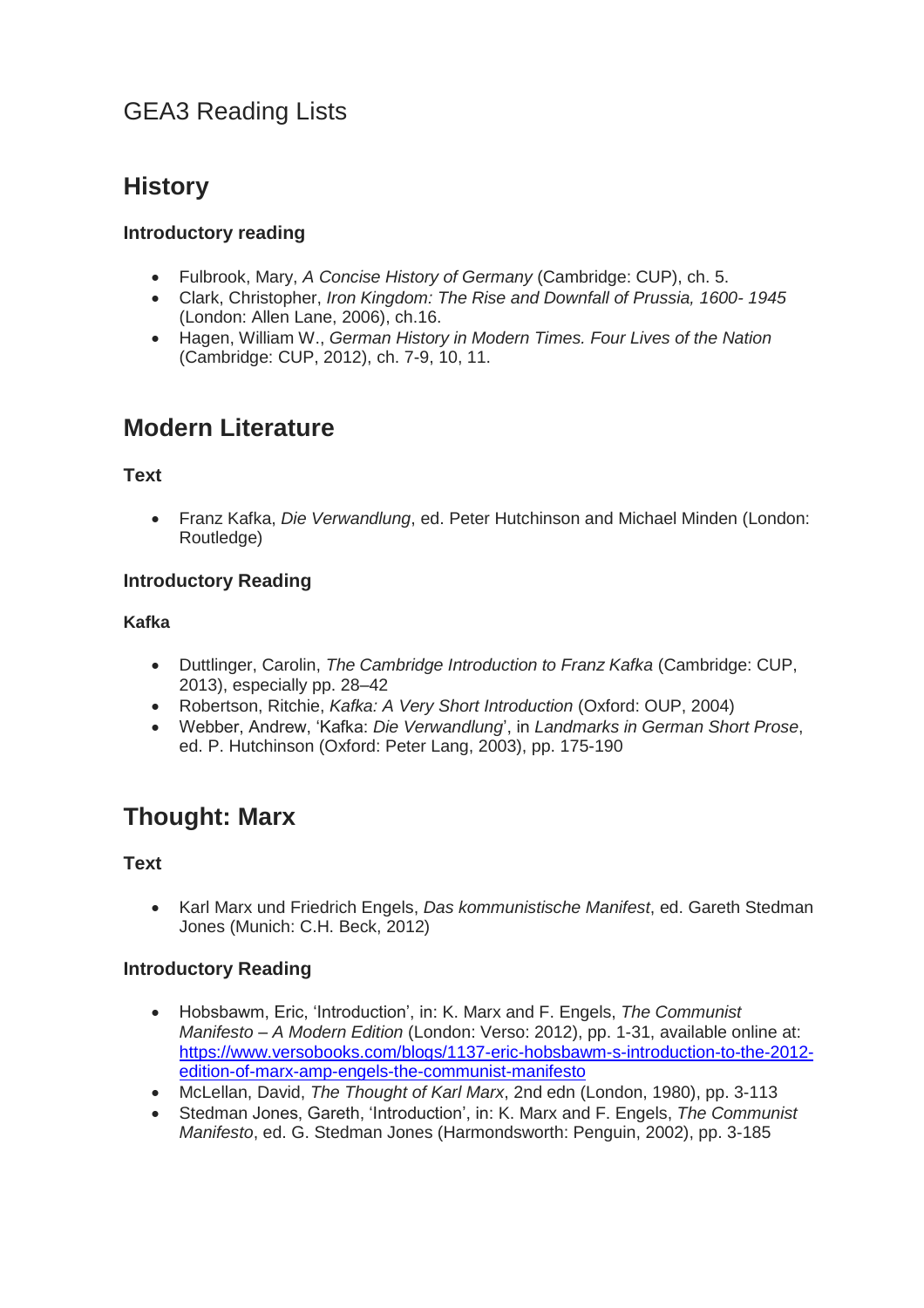# GEA3 Reading Lists

## History

### Introductory reading

- Fulbrook, Mary, *A Concise History of Germany* (Cambridge: CUP), ch. 5.
- Clark, Christopher, *Iron Kingdom: The Rise and Downfall of Prussia, 1600- 1945* (London: Allen Lane, 2006), ch.16.
- Hagen, William W., *German History in Modern Times. Four Lives of the Nation* (Cambridge: CUP, 2012), ch. 7-9, 10, 11.

## Modern Literature

### Text

- Franz Kafka, *Die Verwandlung*, ed. Peter Hutchinson and Michael Minden (London: Routledge)

### Introductory Reading

#### Kafka

- Duttlinger, Carolin, *The Cambridge Introduction to Franz Kafka* (Cambridge: CUP, 2013), especially pp. 28–42
- Robertson, Ritchie, *Kafka: A Very Short Introduction* (Oxford: OUP, 2004)
- Webber, Andrew, 'Kafka: *Die Verwandlung*', in *Landmarks in German Short Prose*, ed. P. Hutchinson (Oxford: Peter Lang, 2003), pp. 175-190

## Thought: Marx

### Text

- Karl Marx und Friedrich Engels, *Das kommunistische Manifest*, ed. Gareth Stedman Jones (Munich: C.H. Beck, 2012)

### Introductory Reading

- Hobsbawm, Eric, 'Introduction', in: K. Marx and F. Engels, *The Communist Manifesto – A Modern Edition* (London: Verso: 2012), pp. 1-31, available online at: [https://www.versobooks.com/blogs/1137-eric-hobsbawm-s-introduction-to-the-2012-edition-of-marx-amp-engels-the-communist-manifesto](https://www.versobooks.com/blogs/1137-eric-hobsbawm-s-introduction-to-the-2012-edition-of-marx-amp-engels-the-communist-manifesto)
- McLellan, David, *The Thought of Karl Marx*, 2nd edn (London, 1980), pp. 3-113
- Stedman Jones, Gareth, 'Introduction', in: K. Marx and F. Engels, *The Communist Manifesto*, ed. G. Stedman Jones (Harmondsworth: Penguin, 2002), pp. 3-185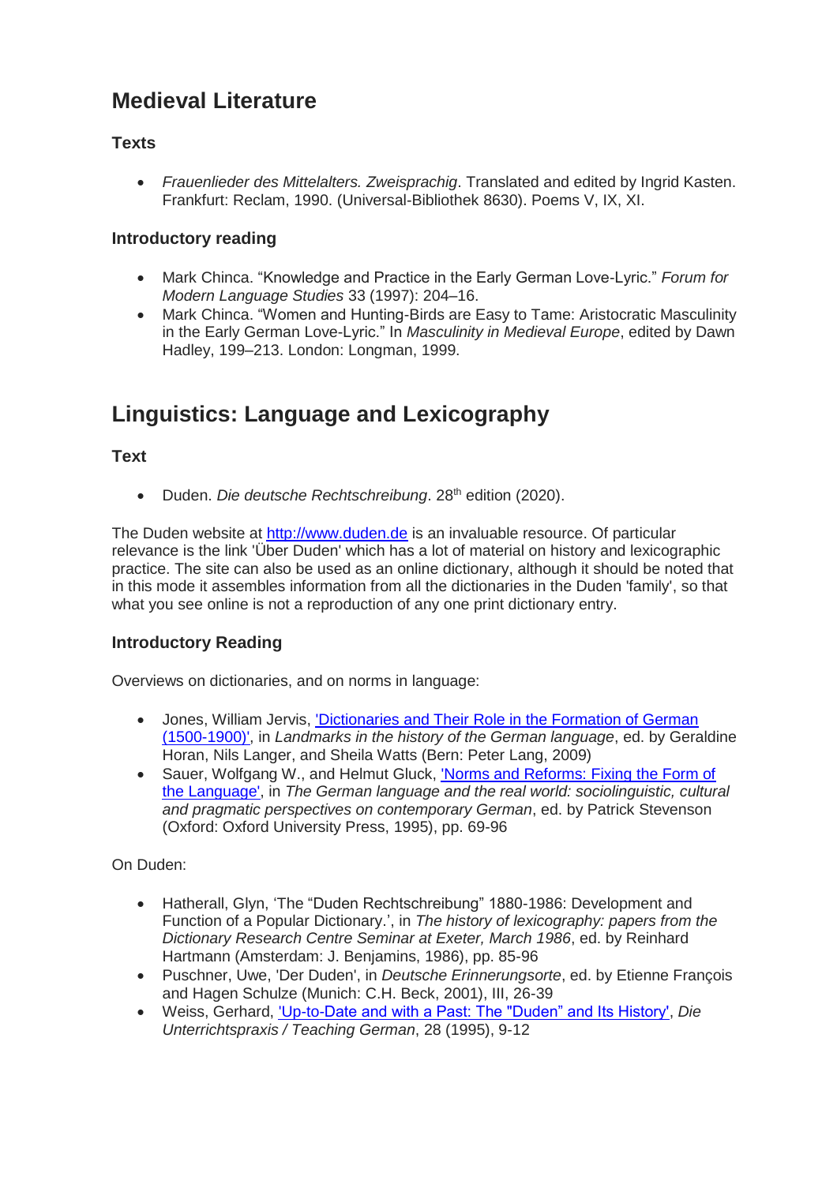# Medieval Literature

### Texts

- *Frauenlieder des Mittelalters. Zweisprachig*. Translated and edited by Ingrid Kasten. Frankfurt: Reclam, 1990. (Universal-Bibliothek 8630). Poems V, IX, XI.

### Introductory reading

- Mark Chinca. "Knowledge and Practice in the Early German Love-Lyric." *Forum for Modern Language Studies* 33 (1997): 204–16.
- Mark Chinca. "Women and Hunting-Birds are Easy to Tame: Aristocratic Masculinity in the Early German Love-Lyric." In *Masculinity in Medieval Europe*, edited by Dawn Hadley, 199–213. London: Longman, 1999.

# Linguistics: Language and Lexicography

### Text

- Duden. *Die deutsche Rechtschreibung*. 28th edition (2020).

The Duden website at [http://www.duden.de](http://www.duden.de) is an invaluable resource. Of particular relevance is the link 'Über Duden' which has a lot of material on history and lexicographic practice. The site can also be used as an online dictionary, although it should be noted that in this mode it assembles information from all the dictionaries in the Duden 'family', so that what you see online is not a reproduction of any one print dictionary entry.

### Introductory Reading

Overviews on dictionaries, and on norms in language:

- Jones, William Jervis, 'Dictionaries and Their Role in the Formation of German (1500-1900)', in *Landmarks in the history of the German language*, ed. by Geraldine Horan, Nils Langer, and Sheila Watts (Bern: Peter Lang, 2009)
- Sauer, Wolfgang W., and Helmut Gluck, 'Norms and Reforms: Fixing the Form of the Language', in *The German language and the real world: sociolinguistic, cultural and pragmatic perspectives on contemporary German*, ed. by Patrick Stevenson (Oxford: Oxford University Press, 1995), pp. 69-96

On Duden:

- Hatherall, Glyn, 'The "Duden Rechtschreibung" 1880-1986: Development and Function of a Popular Dictionary.', in *The history of lexicography: papers from the Dictionary Research Centre Seminar at Exeter, March 1986*, ed. by Reinhard Hartmann (Amsterdam: J. Benjamins, 1986), pp. 85-96
- Puschner, Uwe, 'Der Duden', in *Deutsche Erinnerungsorte*, ed. by Etienne François and Hagen Schulze (Munich: C.H. Beck, 2001), III, 26-39
- Weiss, Gerhard, 'Up-to-Date and with a Past: The "Duden" and Its History', *Die Unterrichtspraxis / Teaching German*, 28 (1995), 9-12